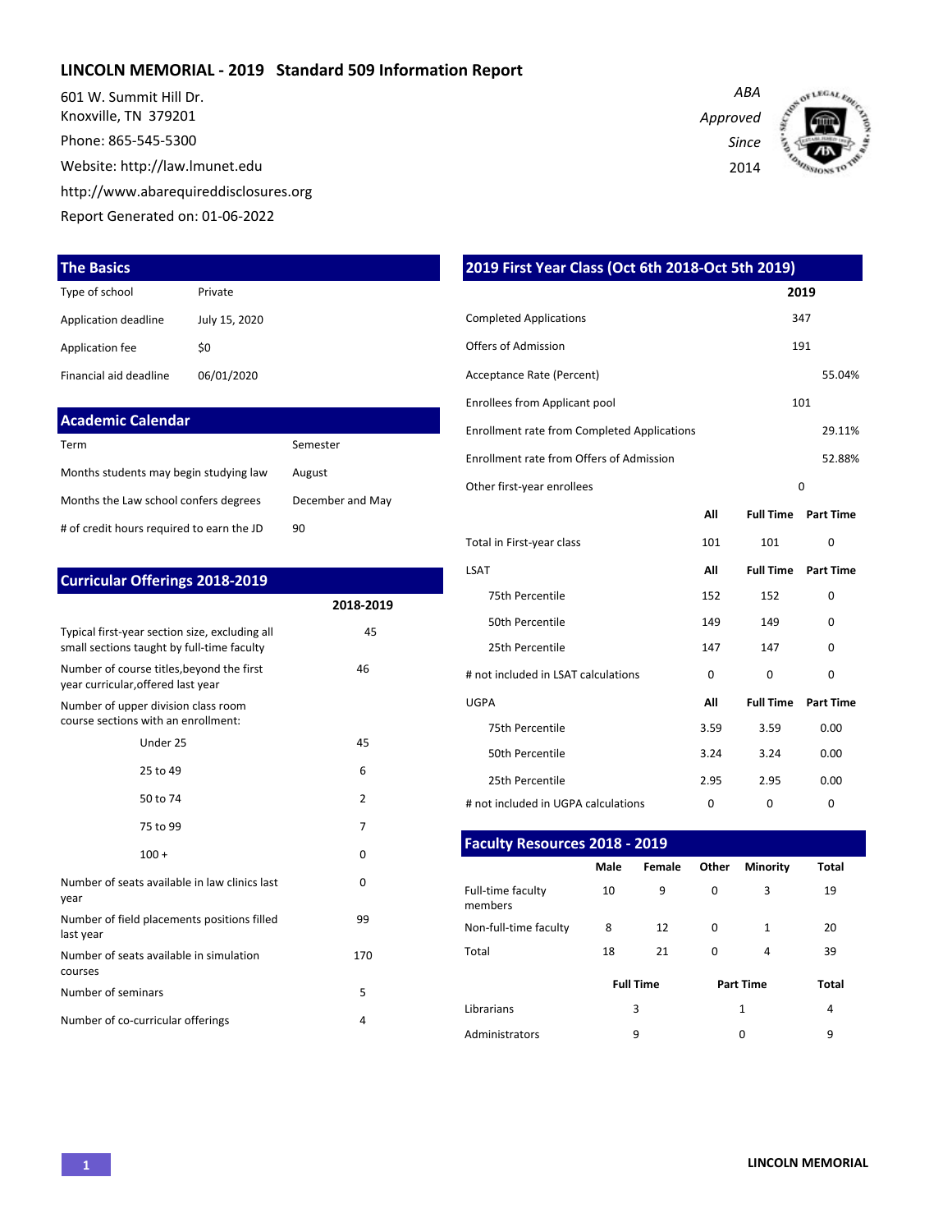# LINCOLN MEMORIAL - 2019 Standard 509 Information Report

601 W. Summit Hill Dr.
Knoxville, TN 379201
Phone: 865-545-5300
Website: http://law.lmunet.edu
http://www.abarequireddisclosures.org
Report Generated on: 01-06-2022

*ABA Approved Since 2014*

## The Basics

| | |
|---|---|
| Type of school | Private |
| Application deadline | July 15, 2020 |
| Application fee | $0 |
| Financial aid deadline | 06/01/2020 |

## Academic Calendar

| | |
|---|---|
| Term | Semester |
| Months students may begin studying law | August |
| Months the Law school confers degrees | December and May |
| # of credit hours required to earn the JD | 90 |

## Curricular Offerings 2018-2019

| | 2018-2019 |
|---|---|
| Typical first-year section size, excluding all small sections taught by full-time faculty | 45 |
| Number of course titles,beyond the first year curricular,offered last year | 46 |
| Number of upper division class room course sections with an enrollment: | |
| Under 25 | 45 |
| 25 to 49 | 6 |
| 50 to 74 | 2 |
| 75 to 99 | 7 |
| 100 + | 0 |
| Number of seats available in law clinics last year | 0 |
| Number of field placements positions filled last year | 99 |
| Number of seats available in simulation courses | 170 |
| Number of seminars | 5 |
| Number of co-curricular offerings | 4 |

## 2019 First Year Class (Oct 6th 2018-Oct 5th 2019)

| | 2019 |
|---|---|
| Completed Applications | 347 |
| Offers of Admission | 191 |
| Acceptance Rate (Percent) | 55.04% |
| Enrollees from Applicant pool | 101 |
| Enrollment rate from Completed Applications | 29.11% |
| Enrollment rate from Offers of Admission | 52.88% |
| Other first-year enrollees | 0 |

| | All | Full Time | Part Time |
|---|---|---|---|
| Total in First-year class | 101 | 101 | 0 |
| **LSAT** | **All** | **Full Time** | **Part Time** |
| 75th Percentile | 152 | 152 | 0 |
| 50th Percentile | 149 | 149 | 0 |
| 25th Percentile | 147 | 147 | 0 |
| # not included in LSAT calculations | 0 | 0 | 0 |
| **UGPA** | **All** | **Full Time** | **Part Time** |
| 75th Percentile | 3.59 | 3.59 | 0.00 |
| 50th Percentile | 3.24 | 3.24 | 0.00 |
| 25th Percentile | 2.95 | 2.95 | 0.00 |
| # not included in UGPA calculations | 0 | 0 | 0 |

## Faculty Resources 2018 - 2019

| | Male | Female | Other | Minority | Total |
|---|---|---|---|---|---|
| Full-time faculty members | 10 | 9 | 0 | 3 | 19 |
| Non-full-time faculty | 8 | 12 | 0 | 1 | 20 |
| Total | 18 | 21 | 0 | 4 | 39 |

| | Full Time | Part Time | Total |
|---|---|---|---|
| Librarians | 3 | 1 | 4 |
| Administrators | 9 | 0 | 9 |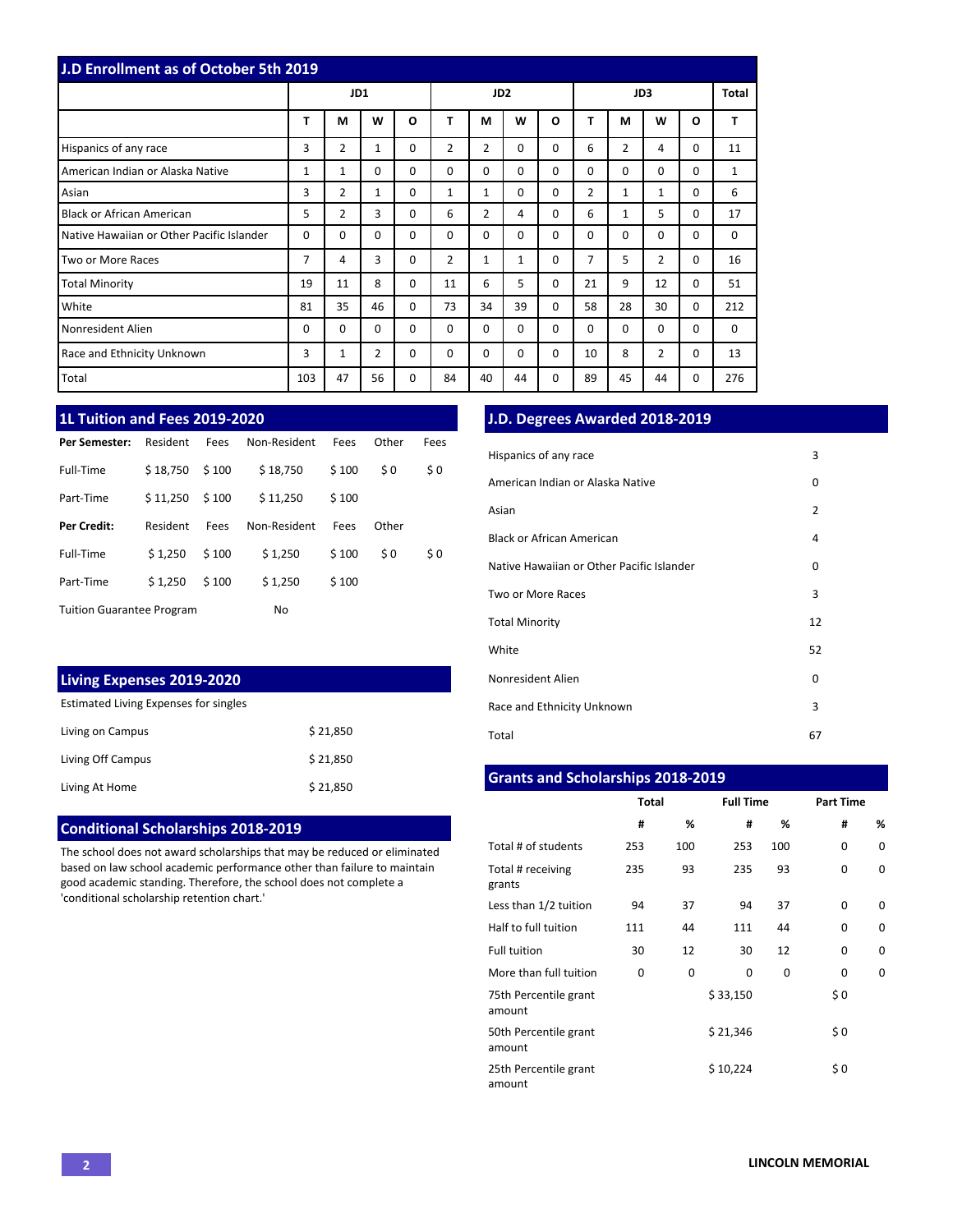## J.D Enrollment as of October 5th 2019

| | JD1 | | | | JD2 | | | | JD3 | | | | Total |
|---|---|---|---|---|---|---|---|---|---|---|---|---|---|
| | T | M | W | O | T | M | W | O | T | M | W | O | T |
| Hispanics of any race | 3 | 2 | 1 | 0 | 2 | 2 | 0 | 0 | 6 | 2 | 4 | 0 | 11 |
| American Indian or Alaska Native | 1 | 1 | 0 | 0 | 0 | 0 | 0 | 0 | 0 | 0 | 0 | 0 | 1 |
| Asian | 3 | 2 | 1 | 0 | 1 | 1 | 0 | 0 | 2 | 1 | 1 | 0 | 6 |
| Black or African American | 5 | 2 | 3 | 0 | 6 | 2 | 4 | 0 | 6 | 1 | 5 | 0 | 17 |
| Native Hawaiian or Other Pacific Islander | 0 | 0 | 0 | 0 | 0 | 0 | 0 | 0 | 0 | 0 | 0 | 0 | 0 |
| Two or More Races | 7 | 4 | 3 | 0 | 2 | 1 | 1 | 0 | 7 | 5 | 2 | 0 | 16 |
| Total Minority | 19 | 11 | 8 | 0 | 11 | 6 | 5 | 0 | 21 | 9 | 12 | 0 | 51 |
| White | 81 | 35 | 46 | 0 | 73 | 34 | 39 | 0 | 58 | 28 | 30 | 0 | 212 |
| Nonresident Alien | 0 | 0 | 0 | 0 | 0 | 0 | 0 | 0 | 0 | 0 | 0 | 0 | 0 |
| Race and Ethnicity Unknown | 3 | 1 | 2 | 0 | 0 | 0 | 0 | 0 | 10 | 8 | 2 | 0 | 13 |
| Total | 103 | 47 | 56 | 0 | 84 | 40 | 44 | 0 | 89 | 45 | 44 | 0 | 276 |

## 1L Tuition and Fees 2019-2020

| **Per Semester:** | Resident | Fees | Non-Resident | Fees | Other | Fees |
|---|---|---|---|---|---|---|
| Full-Time | $ 18,750 | $ 100 | $ 18,750 | $ 100 | $ 0 | $ 0 |
| Part-Time | $ 11,250 | $ 100 | $ 11,250 | $ 100 | | |
| **Per Credit:** | Resident | Fees | Non-Resident | Fees | Other | |
| Full-Time | $ 1,250 | $ 100 | $ 1,250 | $ 100 | $ 0 | $ 0 |
| Part-Time | $ 1,250 | $ 100 | $ 1,250 | $ 100 | | |

Tuition Guarantee Program: No

## Living Expenses 2019-2020

Estimated Living Expenses for singles

| | |
|---|---|
| Living on Campus | $ 21,850 |
| Living Off Campus | $ 21,850 |
| Living At Home | $ 21,850 |

## Conditional Scholarships 2018-2019

The school does not award scholarships that may be reduced or eliminated based on law school academic performance other than failure to maintain good academic standing. Therefore, the school does not complete a 'conditional scholarship retention chart.'

## J.D. Degrees Awarded 2018-2019

| | |
|---|---|
| Hispanics of any race | 3 |
| American Indian or Alaska Native | 0 |
| Asian | 2 |
| Black or African American | 4 |
| Native Hawaiian or Other Pacific Islander | 0 |
| Two or More Races | 3 |
| Total Minority | 12 |
| White | 52 |
| Nonresident Alien | 0 |
| Race and Ethnicity Unknown | 3 |
| Total | 67 |

## Grants and Scholarships 2018-2019

| | Total | | Full Time | | Part Time | |
|---|---|---|---|---|---|---|
| | # | % | # | % | # | % |
| Total # of students | 253 | 100 | 253 | 100 | 0 | 0 |
| Total # receiving grants | 235 | 93 | 235 | 93 | 0 | 0 |
| Less than 1/2 tuition | 94 | 37 | 94 | 37 | 0 | 0 |
| Half to full tuition | 111 | 44 | 111 | 44 | 0 | 0 |
| Full tuition | 30 | 12 | 30 | 12 | 0 | 0 |
| More than full tuition | 0 | 0 | 0 | 0 | 0 | 0 |
| 75th Percentile grant amount | | | $ 33,150 | | $ 0 | |
| 50th Percentile grant amount | | | $ 21,346 | | $ 0 | |
| 25th Percentile grant amount | | | $ 10,224 | | $ 0 | |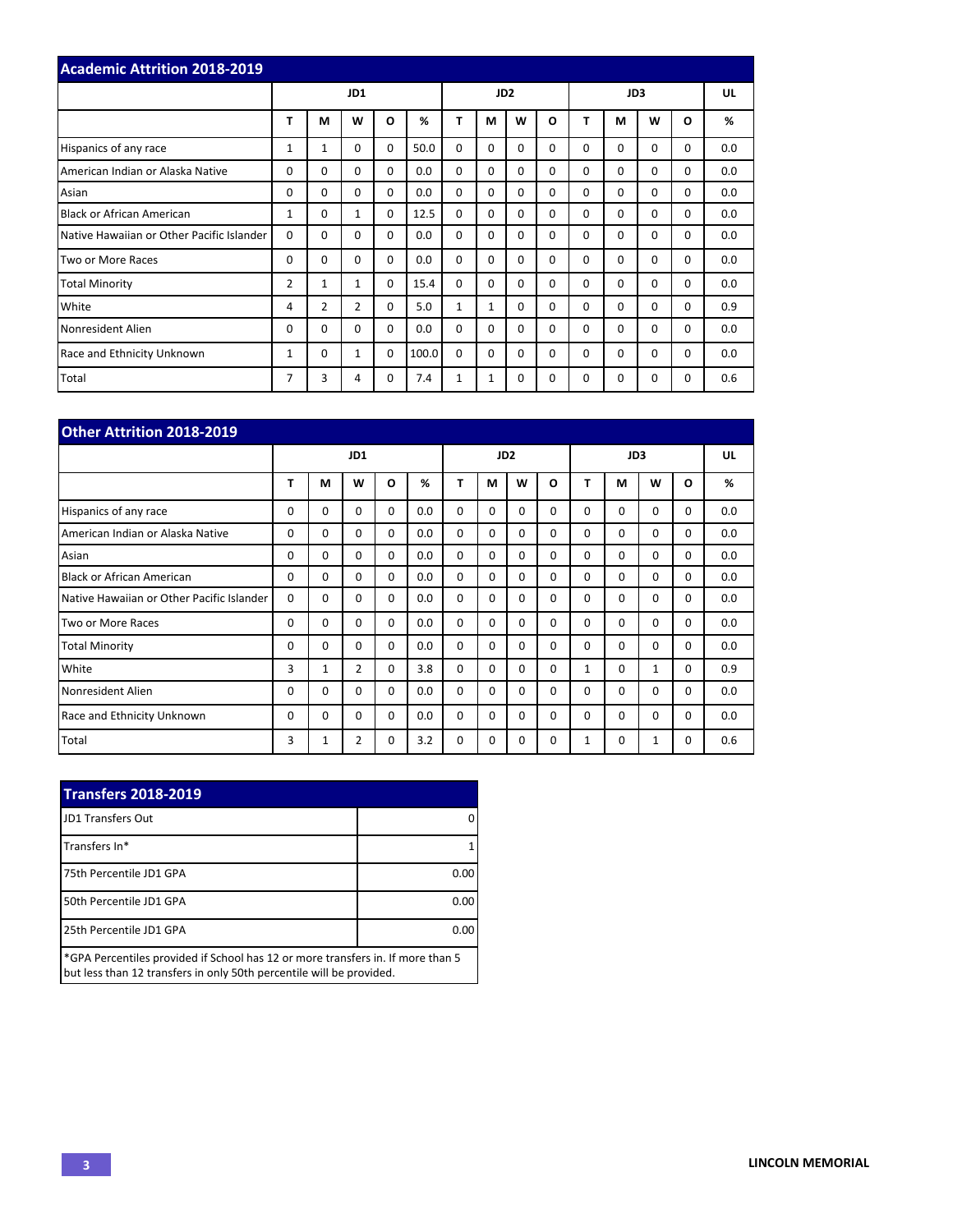## Academic Attrition 2018-2019

| | JD1 | | | | | JD2 | | | | JD3 | | | | UL |
|---|---|---|---|---|---|---|---|---|---|---|---|---|---|---|
| | T | M | W | O | % | T | M | W | O | T | M | W | O | % |
| Hispanics of any race | 1 | 1 | 0 | 0 | 50.0 | 0 | 0 | 0 | 0 | 0 | 0 | 0 | 0 | 0.0 |
| American Indian or Alaska Native | 0 | 0 | 0 | 0 | 0.0 | 0 | 0 | 0 | 0 | 0 | 0 | 0 | 0 | 0.0 |
| Asian | 0 | 0 | 0 | 0 | 0.0 | 0 | 0 | 0 | 0 | 0 | 0 | 0 | 0 | 0.0 |
| Black or African American | 1 | 0 | 1 | 0 | 12.5 | 0 | 0 | 0 | 0 | 0 | 0 | 0 | 0 | 0.0 |
| Native Hawaiian or Other Pacific Islander | 0 | 0 | 0 | 0 | 0.0 | 0 | 0 | 0 | 0 | 0 | 0 | 0 | 0 | 0.0 |
| Two or More Races | 0 | 0 | 0 | 0 | 0.0 | 0 | 0 | 0 | 0 | 0 | 0 | 0 | 0 | 0.0 |
| Total Minority | 2 | 1 | 1 | 0 | 15.4 | 0 | 0 | 0 | 0 | 0 | 0 | 0 | 0 | 0.0 |
| White | 4 | 2 | 2 | 0 | 5.0 | 1 | 1 | 0 | 0 | 0 | 0 | 0 | 0 | 0.9 |
| Nonresident Alien | 0 | 0 | 0 | 0 | 0.0 | 0 | 0 | 0 | 0 | 0 | 0 | 0 | 0 | 0.0 |
| Race and Ethnicity Unknown | 1 | 0 | 1 | 0 | 100.0 | 0 | 0 | 0 | 0 | 0 | 0 | 0 | 0 | 0.0 |
| Total | 7 | 3 | 4 | 0 | 7.4 | 1 | 1 | 0 | 0 | 0 | 0 | 0 | 0 | 0.6 |

## Other Attrition 2018-2019

| | JD1 | | | | | JD2 | | | | JD3 | | | | UL |
|---|---|---|---|---|---|---|---|---|---|---|---|---|---|---|
| | T | M | W | O | % | T | M | W | O | T | M | W | O | % |
| Hispanics of any race | 0 | 0 | 0 | 0 | 0.0 | 0 | 0 | 0 | 0 | 0 | 0 | 0 | 0 | 0.0 |
| American Indian or Alaska Native | 0 | 0 | 0 | 0 | 0.0 | 0 | 0 | 0 | 0 | 0 | 0 | 0 | 0 | 0.0 |
| Asian | 0 | 0 | 0 | 0 | 0.0 | 0 | 0 | 0 | 0 | 0 | 0 | 0 | 0 | 0.0 |
| Black or African American | 0 | 0 | 0 | 0 | 0.0 | 0 | 0 | 0 | 0 | 0 | 0 | 0 | 0 | 0.0 |
| Native Hawaiian or Other Pacific Islander | 0 | 0 | 0 | 0 | 0.0 | 0 | 0 | 0 | 0 | 0 | 0 | 0 | 0 | 0.0 |
| Two or More Races | 0 | 0 | 0 | 0 | 0.0 | 0 | 0 | 0 | 0 | 0 | 0 | 0 | 0 | 0.0 |
| Total Minority | 0 | 0 | 0 | 0 | 0.0 | 0 | 0 | 0 | 0 | 0 | 0 | 0 | 0 | 0.0 |
| White | 3 | 1 | 2 | 0 | 3.8 | 0 | 0 | 0 | 0 | 1 | 0 | 1 | 0 | 0.9 |
| Nonresident Alien | 0 | 0 | 0 | 0 | 0.0 | 0 | 0 | 0 | 0 | 0 | 0 | 0 | 0 | 0.0 |
| Race and Ethnicity Unknown | 0 | 0 | 0 | 0 | 0.0 | 0 | 0 | 0 | 0 | 0 | 0 | 0 | 0 | 0.0 |
| Total | 3 | 1 | 2 | 0 | 3.2 | 0 | 0 | 0 | 0 | 1 | 0 | 1 | 0 | 0.6 |

## Transfers 2018-2019

| | |
|---|---|
| JD1 Transfers Out | 0 |
| Transfers In* | 1 |
| 75th Percentile JD1 GPA | 0.00 |
| 50th Percentile JD1 GPA | 0.00 |
| 25th Percentile JD1 GPA | 0.00 |

*GPA Percentiles provided if School has 12 or more transfers in. If more than 5 but less than 12 transfers in only 50th percentile will be provided.